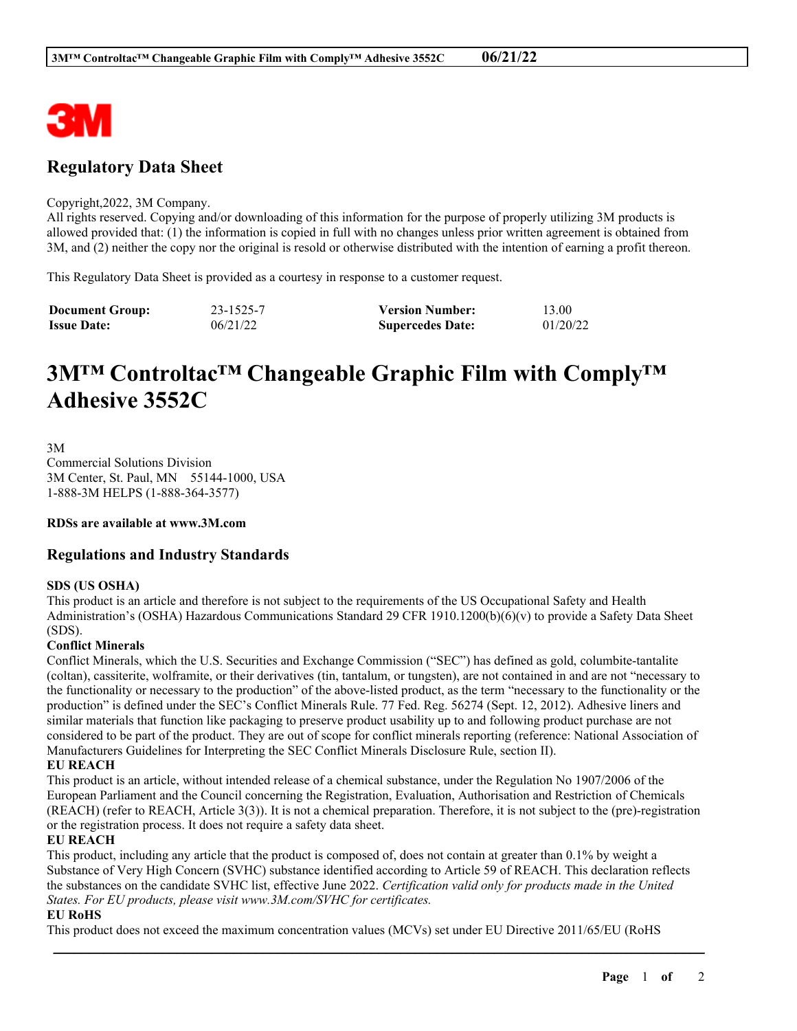# Regulatory Data Sheet

Copyright,2022, 3M Company.
All rights reserved. Copying and/or downloading of this information for the purpose of properly utilizing 3M products is allowed provided that: (1) the information is copied in full with no changes unless prior written agreement is obtained from 3M, and (2) neither the copy nor the original is resold or otherwise distributed with the intention of earning a profit thereon.

This Regulatory Data Sheet is provided as a courtesy in response to a customer request.

| **Document Group:** | 23-1525-7 | **Version Number:** | 13.00 |
|---|---|---|---|
| **Issue Date:** | 06/21/22 | **Supercedes Date:** | 01/20/22 |

# 3M™ Controltac™ Changeable Graphic Film with Comply™ Adhesive 3552C

3M
Commercial Solutions Division
3M Center, St. Paul, MN 55144-1000, USA
1-888-3M HELPS (1-888-364-3577)

**RDSs are available at www.3M.com**

## Regulations and Industry Standards

**SDS (US OSHA)**
This product is an article and therefore is not subject to the requirements of the US Occupational Safety and Health Administration's (OSHA) Hazardous Communications Standard 29 CFR 1910.1200(b)(6)(v) to provide a Safety Data Sheet (SDS).

**Conflict Minerals**
Conflict Minerals, which the U.S. Securities and Exchange Commission ("SEC") has defined as gold, columbite-tantalite (coltan), cassiterite, wolframite, or their derivatives (tin, tantalum, or tungsten), are not contained in and are not "necessary to the functionality or necessary to the production" of the above-listed product, as the term "necessary to the functionality or the production" is defined under the SEC's Conflict Minerals Rule. 77 Fed. Reg. 56274 (Sept. 12, 2012). Adhesive liners and similar materials that function like packaging to preserve product usability up to and following product purchase are not considered to be part of the product. They are out of scope for conflict minerals reporting (reference: National Association of Manufacturers Guidelines for Interpreting the SEC Conflict Minerals Disclosure Rule, section II).

**EU REACH**
This product is an article, without intended release of a chemical substance, under the Regulation No 1907/2006 of the European Parliament and the Council concerning the Registration, Evaluation, Authorisation and Restriction of Chemicals (REACH) (refer to REACH, Article 3(3)). It is not a chemical preparation. Therefore, it is not subject to the (pre)-registration or the registration process. It does not require a safety data sheet.

**EU REACH**
This product, including any article that the product is composed of, does not contain at greater than 0.1% by weight a Substance of Very High Concern (SVHC) substance identified according to Article 59 of REACH. This declaration reflects the substances on the candidate SVHC list, effective June 2022. *Certification valid only for products made in the United States. For EU products, please visit www.3M.com/SVHC for certificates.*

**EU RoHS**
This product does not exceed the maximum concentration values (MCVs) set under EU Directive 2011/65/EU (RoHS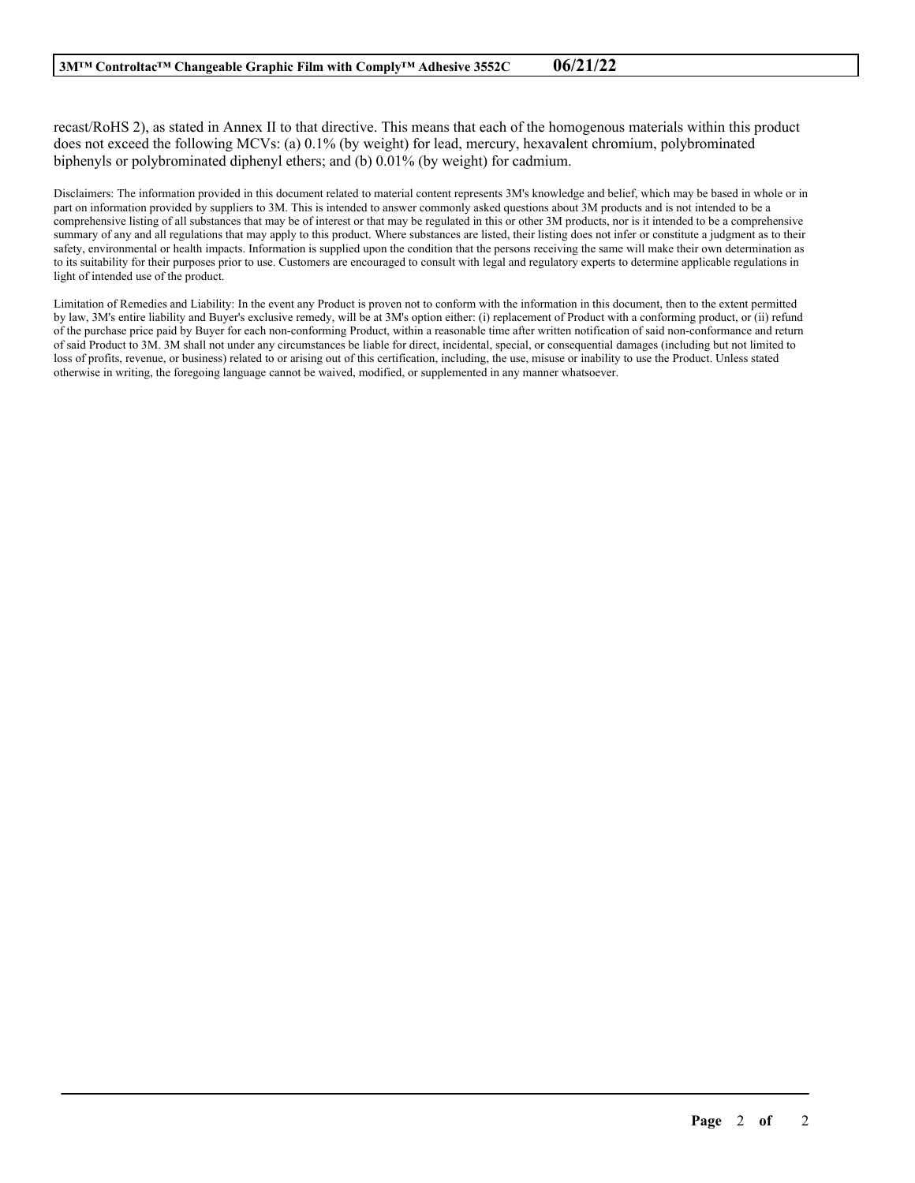recast/RoHS 2), as stated in Annex II to that directive. This means that each of the homogenous materials within this product does not exceed the following MCVs: (a) 0.1% (by weight) for lead, mercury, hexavalent chromium, polybrominated biphenyls or polybrominated diphenyl ethers; and (b) 0.01% (by weight) for cadmium.

Disclaimers: The information provided in this document related to material content represents 3M's knowledge and belief, which may be based in whole or in part on information provided by suppliers to 3M. This is intended to answer commonly asked questions about 3M products and is not intended to be a comprehensive listing of all substances that may be of interest or that may be regulated in this or other 3M products, nor is it intended to be a comprehensive summary of any and all regulations that may apply to this product. Where substances are listed, their listing does not infer or constitute a judgment as to their safety, environmental or health impacts. Information is supplied upon the condition that the persons receiving the same will make their own determination as to its suitability for their purposes prior to use. Customers are encouraged to consult with legal and regulatory experts to determine applicable regulations in light of intended use of the product.

Limitation of Remedies and Liability: In the event any Product is proven not to conform with the information in this document, then to the extent permitted by law, 3M's entire liability and Buyer's exclusive remedy, will be at 3M's option either: (i) replacement of Product with a conforming product, or (ii) refund of the purchase price paid by Buyer for each non-conforming Product, within a reasonable time after written notification of said non-conformance and return of said Product to 3M. 3M shall not under any circumstances be liable for direct, incidental, special, or consequential damages (including but not limited to loss of profits, revenue, or business) related to or arising out of this certification, including, the use, misuse or inability to use the Product. Unless stated otherwise in writing, the foregoing language cannot be waived, modified, or supplemented in any manner whatsoever.